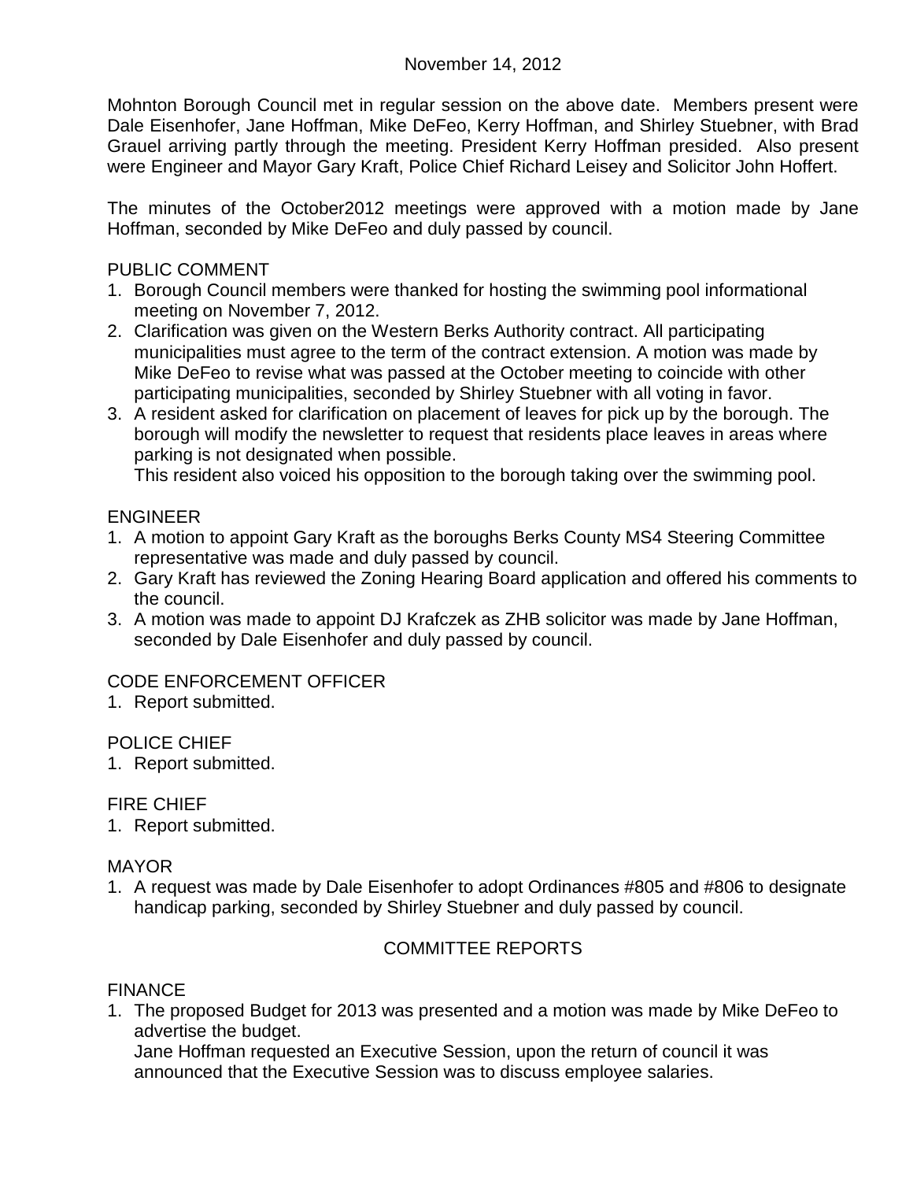November 14, 2012

Mohnton Borough Council met in regular session on the above date. Members present were Dale Eisenhofer, Jane Hoffman, Mike DeFeo, Kerry Hoffman, and Shirley Stuebner, with Brad Grauel arriving partly through the meeting. President Kerry Hoffman presided. Also present were Engineer and Mayor Gary Kraft, Police Chief Richard Leisey and Solicitor John Hoffert.

The minutes of the October2012 meetings were approved with a motion made by Jane Hoffman, seconded by Mike DeFeo and duly passed by council.

PUBLIC COMMENT

1. Borough Council members were thanked for hosting the swimming pool informational meeting on November 7, 2012.
2. Clarification was given on the Western Berks Authority contract. All participating municipalities must agree to the term of the contract extension. A motion was made by Mike DeFeo to revise what was passed at the October meeting to coincide with other participating municipalities, seconded by Shirley Stuebner with all voting in favor.
3. A resident asked for clarification on placement of leaves for pick up by the borough. The borough will modify the newsletter to request that residents place leaves in areas where parking is not designated when possible.
   This resident also voiced his opposition to the borough taking over the swimming pool.

ENGINEER

1. A motion to appoint Gary Kraft as the boroughs Berks County MS4 Steering Committee representative was made and duly passed by council.
2. Gary Kraft has reviewed the Zoning Hearing Board application and offered his comments to the council.
3. A motion was made to appoint DJ Krafczek as ZHB solicitor was made by Jane Hoffman, seconded by Dale Eisenhofer and duly passed by council.

CODE ENFORCEMENT OFFICER

1. Report submitted.

POLICE CHIEF

1. Report submitted.

FIRE CHIEF

1. Report submitted.

MAYOR

1. A request was made by Dale Eisenhofer to adopt Ordinances #805 and #806 to designate handicap parking, seconded by Shirley Stuebner and duly passed by council.

COMMITTEE REPORTS

FINANCE

1. The proposed Budget for 2013 was presented and a motion was made by Mike DeFeo to advertise the budget.
   Jane Hoffman requested an Executive Session, upon the return of council it was announced that the Executive Session was to discuss employee salaries.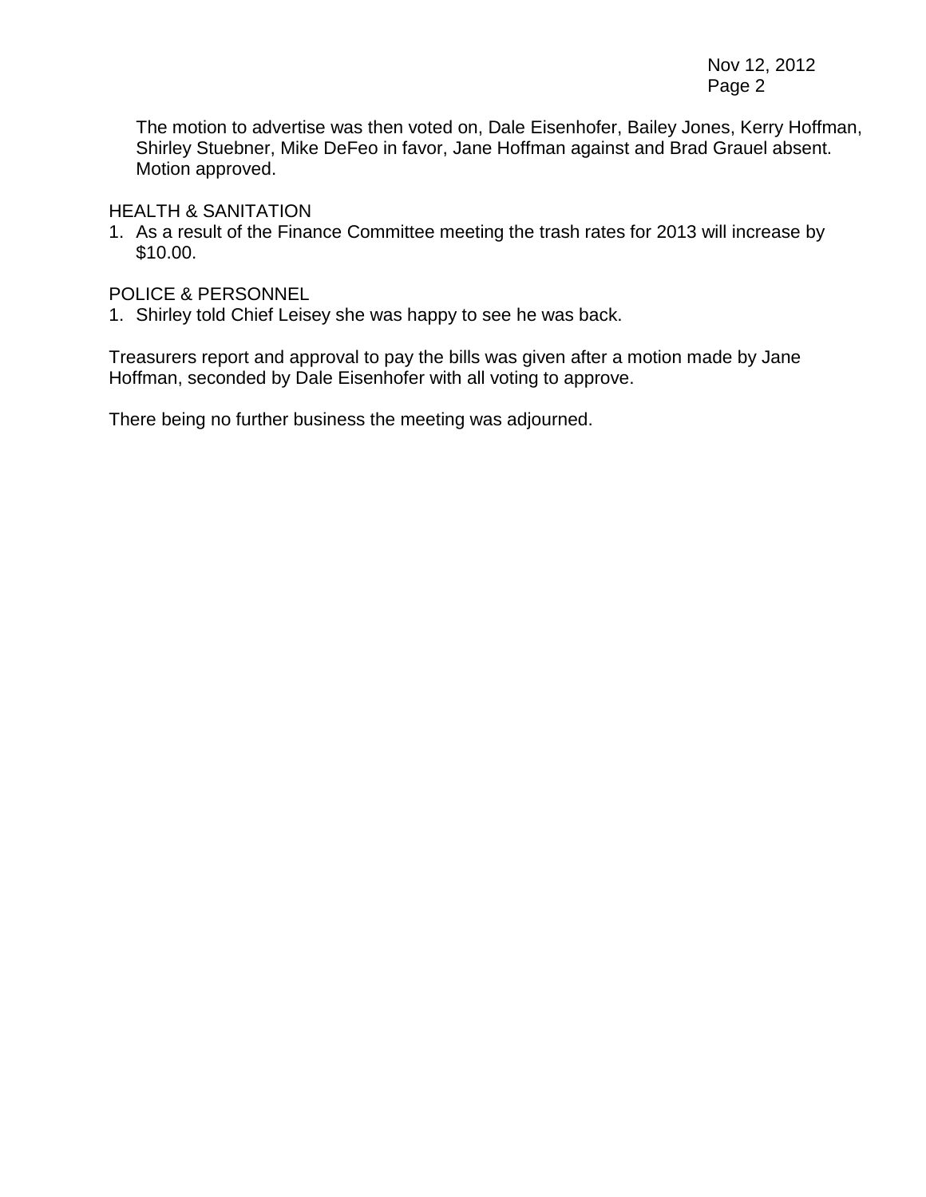The motion to advertise was then voted on, Dale Eisenhofer, Bailey Jones, Kerry Hoffman, Shirley Stuebner, Mike DeFeo in favor, Jane Hoffman against and Brad Grauel absent. Motion approved.

HEALTH & SANITATION

1. As a result of the Finance Committee meeting the trash rates for 2013 will increase by $10.00.

POLICE & PERSONNEL

1. Shirley told Chief Leisey she was happy to see he was back.

Treasurers report and approval to pay the bills was given after a motion made by Jane Hoffman, seconded by Dale Eisenhofer with all voting to approve.

There being no further business the meeting was adjourned.